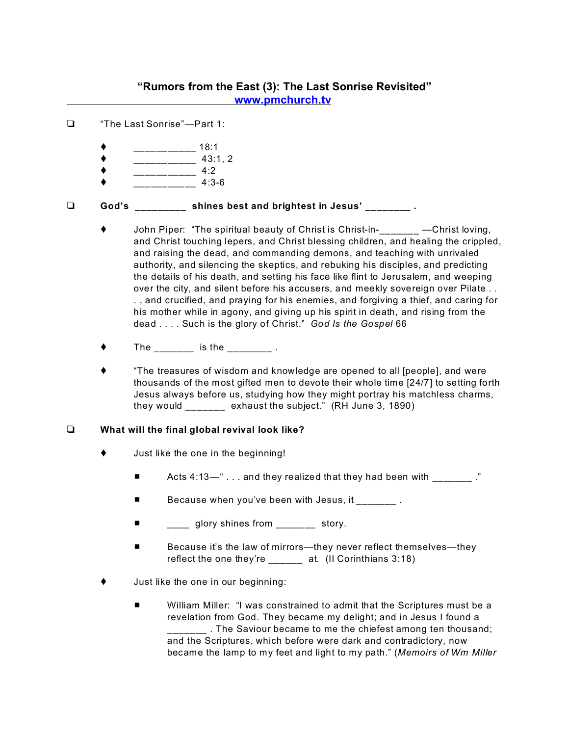# "Rumors from the East (3): The Last Sonrise Revisited"

[www.pmchurch.tv](http://www.pmchurch.tv)

- ❑ "The Last Sonrise"—Part 1:
  - ♦ ___________ 18:1
  - ♦ ___________ 43:1, 2
  - ♦ ___________ 4:2
  - ♦ ___________ 4:3-6

- ❑ **God's _________ shines best and brightest in Jesus' ________ .**
  - ♦ John Piper: "The spiritual beauty of Christ is Christ-in-_______ —Christ loving, and Christ touching lepers, and Christ blessing children, and healing the crippled, and raising the dead, and commanding demons, and teaching with unrivaled authority, and silencing the skeptics, and rebuking his disciples, and predicting the details of his death, and setting his face like flint to Jerusalem, and weeping over the city, and silent before his accusers, and meekly sovereign over Pilate . . . , and crucified, and praying for his enemies, and forgiving a thief, and caring for his mother while in agony, and giving up his spirit in death, and rising from the dead . . . . Such is the glory of Christ." *God Is the Gospel* 66
  - ♦ The _______ is the ________ .
  - ♦ "The treasures of wisdom and knowledge are opened to all [people], and were thousands of the most gifted men to devote their whole time [24/7] to setting forth Jesus always before us, studying how they might portray his matchless charms, they would _______ exhaust the subject." (RH June 3, 1890)

- ❑ **What will the final global revival look like?**
  - ♦ Just like the one in the beginning!
    - ■ Acts 4:13—" . . . and they realized that they had been with _______ ."
    - ■ Because when you've been with Jesus, it _______ .
    - ■ ____ glory shines from _______ story.
    - ■ Because it's the law of mirrors—they never reflect themselves—they reflect the one they're ______ at. (II Corinthians 3:18)
  - ♦ Just like the one in our beginning:
    - ■ William Miller: "I was constrained to admit that the Scriptures must be a revelation from God. They became my delight; and in Jesus I found a _______ . The Saviour became to me the chiefest among ten thousand; and the Scriptures, which before were dark and contradictory, now became the lamp to my feet and light to my path." (*Memoirs of Wm Miller*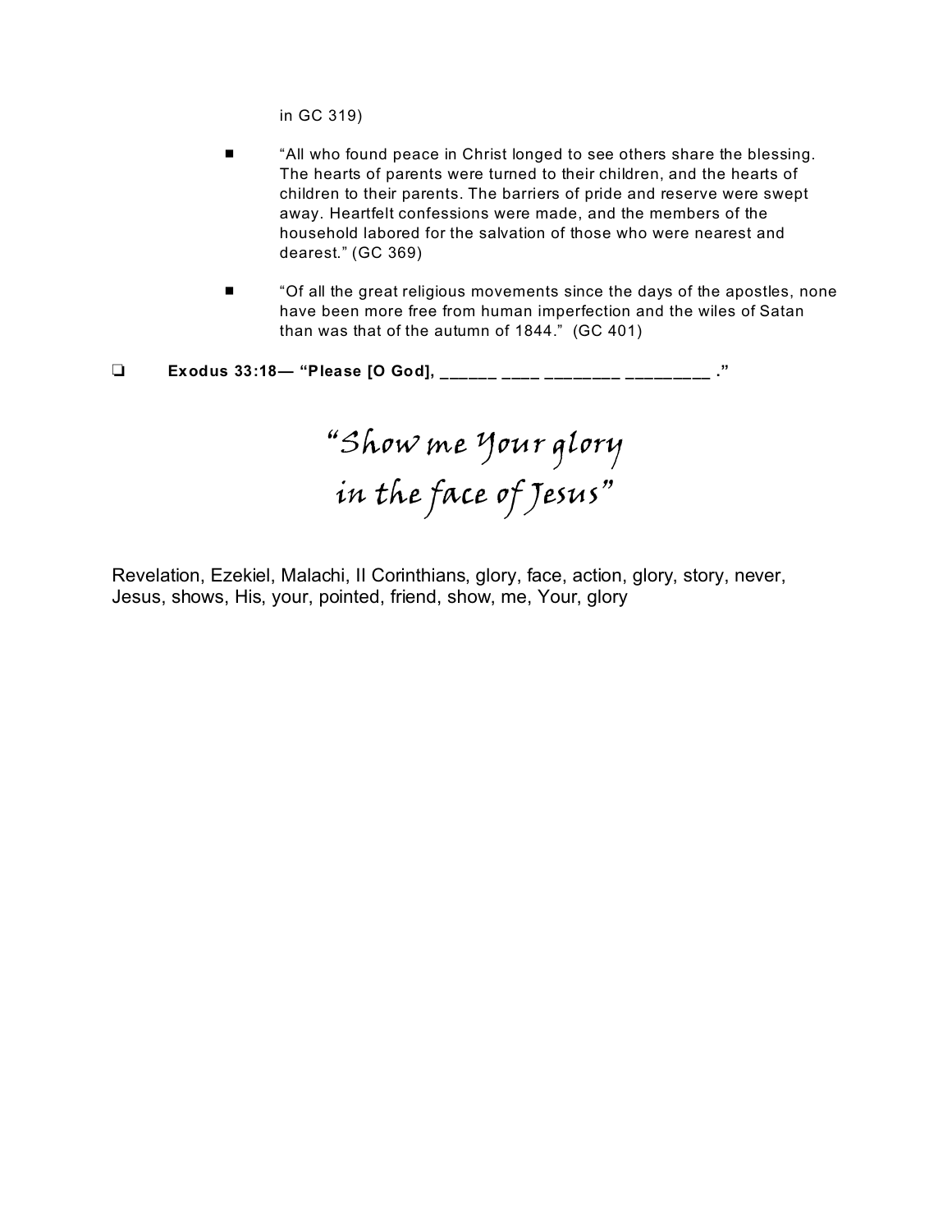in GC 319)

- "All who found peace in Christ longed to see others share the blessing. The hearts of parents were turned to their children, and the hearts of children to their parents. The barriers of pride and reserve were swept away. Heartfelt confessions were made, and the members of the household labored for the salvation of those who were nearest and dearest." (GC 369)

- "Of all the great religious movements since the days of the apostles, none have been more free from human imperfection and the wiles of Satan than was that of the autumn of 1844." (GC 401)

❑ **Exodus 33:18— "Please [O God], ______ ____ ________ _________ ."**

*"Show me Your glory*
*in the face of Jesus"*

Revelation, Ezekiel, Malachi, II Corinthians, glory, face, action, glory, story, never, Jesus, shows, His, your, pointed, friend, show, me, Your, glory